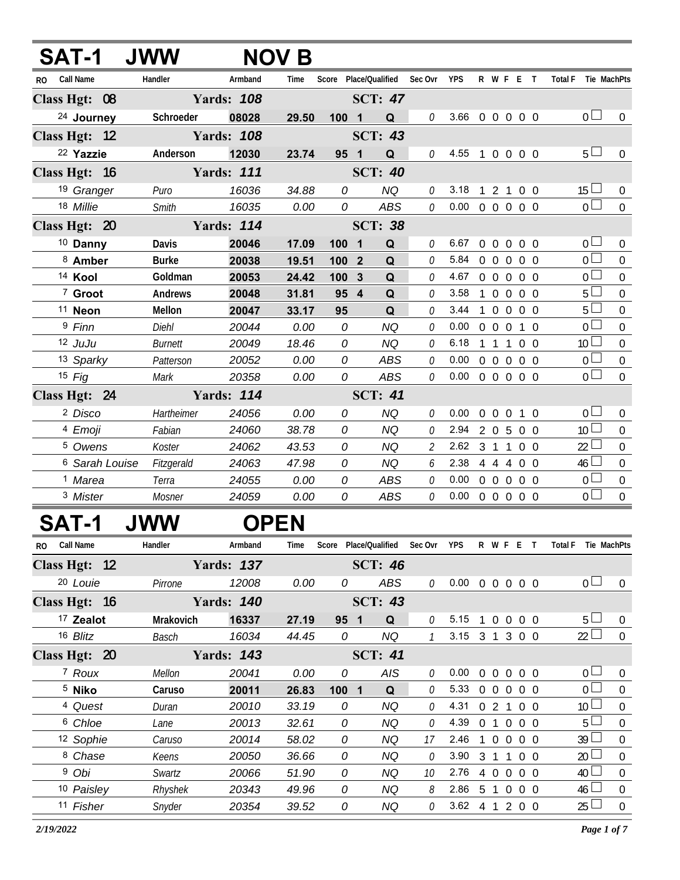# SAT-1 JWW NOV B

| RO | Call Name | Handler | Armband | Time | Score | Place | Qualified | Sec Ovr | YPS | R | W | F | E | T | Total F | Tie | MachPts |
|---|---|---|---|---|---|---|---|---|---|---|---|---|---|---|---|---|---|
| **Class Hgt: 08** | | **Yards: 108** | | | | **SCT: 47** | | | | | | | | | | | |
| 24 | **Journey** | **Schroeder** | **08028** | **29.50** | **100** | **1** | **Q** | 0 | 3.66 | 0 | 0 | 0 | 0 | 0 | 0 | ☐ | 0 |
| **Class Hgt: 12** | | **Yards: 108** | | | | **SCT: 43** | | | | | | | | | | | |
| 22 | **Yazzie** | **Anderson** | **12030** | **23.74** | **95** | **1** | **Q** | 0 | 4.55 | 1 | 0 | 0 | 0 | 0 | 5 | ☐ | 0 |
| **Class Hgt: 16** | | **Yards: 111** | | | | **SCT: 40** | | | | | | | | | | | |
| 19 | *Granger* | *Puro* | *16036* | *34.88* | *0* | | *NQ* | 0 | 3.18 | 1 | 2 | 1 | 0 | 0 | 15 | ☐ | 0 |
| 18 | *Millie* | *Smith* | *16035* | *0.00* | *0* | | *ABS* | 0 | 0.00 | 0 | 0 | 0 | 0 | 0 | 0 | ☐ | 0 |
| **Class Hgt: 20** | | **Yards: 114** | | | | **SCT: 38** | | | | | | | | | | | |
| 10 | **Danny** | **Davis** | **20046** | **17.09** | **100** | **1** | **Q** | 0 | 6.67 | 0 | 0 | 0 | 0 | 0 | 0 | ☐ | 0 |
| 8 | **Amber** | **Burke** | **20038** | **19.51** | **100** | **2** | **Q** | 0 | 5.84 | 0 | 0 | 0 | 0 | 0 | 0 | ☐ | 0 |
| 14 | **Kool** | **Goldman** | **20053** | **24.42** | **100** | **3** | **Q** | 0 | 4.67 | 0 | 0 | 0 | 0 | 0 | 0 | ☐ | 0 |
| 7 | **Groot** | **Andrews** | **20048** | **31.81** | **95** | **4** | **Q** | 0 | 3.58 | 1 | 0 | 0 | 0 | 0 | 5 | ☐ | 0 |
| 11 | **Neon** | **Mellon** | **20047** | **33.17** | **95** | | **Q** | 0 | 3.44 | 1 | 0 | 0 | 0 | 0 | 5 | ☐ | 0 |
| 9 | *Finn* | *Diehl* | *20044* | *0.00* | *0* | | *NQ* | 0 | 0.00 | 0 | 0 | 0 | 1 | 0 | 0 | ☐ | 0 |
| 12 | *JuJu* | *Burnett* | *20049* | *18.46* | *0* | | *NQ* | 0 | 6.18 | 1 | 1 | 1 | 0 | 0 | 10 | ☐ | 0 |
| 13 | *Sparky* | *Patterson* | *20052* | *0.00* | *0* | | *ABS* | 0 | 0.00 | 0 | 0 | 0 | 0 | 0 | 0 | ☐ | 0 |
| 15 | *Fig* | *Mark* | *20358* | *0.00* | *0* | | *ABS* | 0 | 0.00 | 0 | 0 | 0 | 0 | 0 | 0 | ☐ | 0 |
| **Class Hgt: 24** | | **Yards: 114** | | | | **SCT: 41** | | | | | | | | | | | |
| 2 | *Disco* | *Hartheimer* | *24056* | *0.00* | *0* | | *NQ* | 0 | 0.00 | 0 | 0 | 0 | 1 | 0 | 0 | ☐ | 0 |
| 4 | *Emoji* | *Fabian* | *24060* | *38.78* | *0* | | *NQ* | 0 | 2.94 | 2 | 0 | 5 | 0 | 0 | 10 | ☐ | 0 |
| 5 | *Owens* | *Koster* | *24062* | *43.53* | *0* | | *NQ* | 2 | 2.62 | 3 | 1 | 1 | 0 | 0 | 22 | ☐ | 0 |
| 6 | *Sarah Louise* | *Fitzgerald* | *24063* | *47.98* | *0* | | *NQ* | 6 | 2.38 | 4 | 4 | 4 | 0 | 0 | 46 | ☐ | 0 |
| 1 | *Marea* | *Terra* | *24055* | *0.00* | *0* | | *ABS* | 0 | 0.00 | 0 | 0 | 0 | 0 | 0 | 0 | ☐ | 0 |
| 3 | *Mister* | *Mosner* | *24059* | *0.00* | *0* | | *ABS* | 0 | 0.00 | 0 | 0 | 0 | 0 | 0 | 0 | ☐ | 0 |

# SAT-1 JWW OPEN

| RO | Call Name | Handler | Armband | Time | Score | Place | Qualified | Sec Ovr | YPS | R | W | F | E | T | Total F | Tie | MachPts |
|---|---|---|---|---|---|---|---|---|---|---|---|---|---|---|---|---|---|
| **Class Hgt: 12** | | **Yards: 137** | | | | **SCT: 46** | | | | | | | | | | | |
| 20 | *Louie* | *Pirrone* | *12008* | *0.00* | *0* | | *ABS* | 0 | 0.00 | 0 | 0 | 0 | 0 | 0 | 0 | ☐ | 0 |
| **Class Hgt: 16** | | **Yards: 140** | | | | **SCT: 43** | | | | | | | | | | | |
| 17 | **Zealot** | **Mrakovich** | **16337** | **27.19** | **95** | **1** | **Q** | 0 | 5.15 | 1 | 0 | 0 | 0 | 0 | 5 | ☐ | 0 |
| 16 | *Blitz* | *Basch* | *16034* | *44.45* | *0* | | *NQ* | 1 | 3.15 | 3 | 1 | 3 | 0 | 0 | 22 | ☐ | 0 |
| **Class Hgt: 20** | | **Yards: 143** | | | | **SCT: 41** | | | | | | | | | | | |
| 7 | *Roux* | *Mellon* | *20041* | *0.00* | *0* | | *AIS* | 0 | 0.00 | 0 | 0 | 0 | 0 | 0 | 0 | ☐ | 0 |
| 5 | **Niko** | **Caruso** | **20011** | **26.83** | **100** | **1** | **Q** | 0 | 5.33 | 0 | 0 | 0 | 0 | 0 | 0 | ☐ | 0 |
| 4 | *Quest* | *Duran* | *20010* | *33.19* | *0* | | *NQ* | 0 | 4.31 | 0 | 2 | 1 | 0 | 0 | 10 | ☐ | 0 |
| 6 | *Chloe* | *Lane* | *20013* | *32.61* | *0* | | *NQ* | 0 | 4.39 | 0 | 1 | 0 | 0 | 0 | 5 | ☐ | 0 |
| 12 | *Sophie* | *Caruso* | *20014* | *58.02* | *0* | | *NQ* | 17 | 2.46 | 1 | 0 | 0 | 0 | 0 | 39 | ☐ | 0 |
| 8 | *Chase* | *Keens* | *20050* | *36.66* | *0* | | *NQ* | 0 | 3.90 | 3 | 1 | 1 | 0 | 0 | 20 | ☐ | 0 |
| 9 | *Obi* | *Swartz* | *20066* | *51.90* | *0* | | *NQ* | 10 | 2.76 | 4 | 0 | 0 | 0 | 0 | 40 | ☐ | 0 |
| 10 | *Paisley* | *Rhyshek* | *20343* | *49.96* | *0* | | *NQ* | 8 | 2.86 | 5 | 1 | 0 | 0 | 0 | 46 | ☐ | 0 |
| 11 | *Fisher* | *Snyder* | *20354* | *39.52* | *0* | | *NQ* | 0 | 3.62 | 4 | 1 | 2 | 0 | 0 | 25 | ☐ | 0 |

*2/19/2022*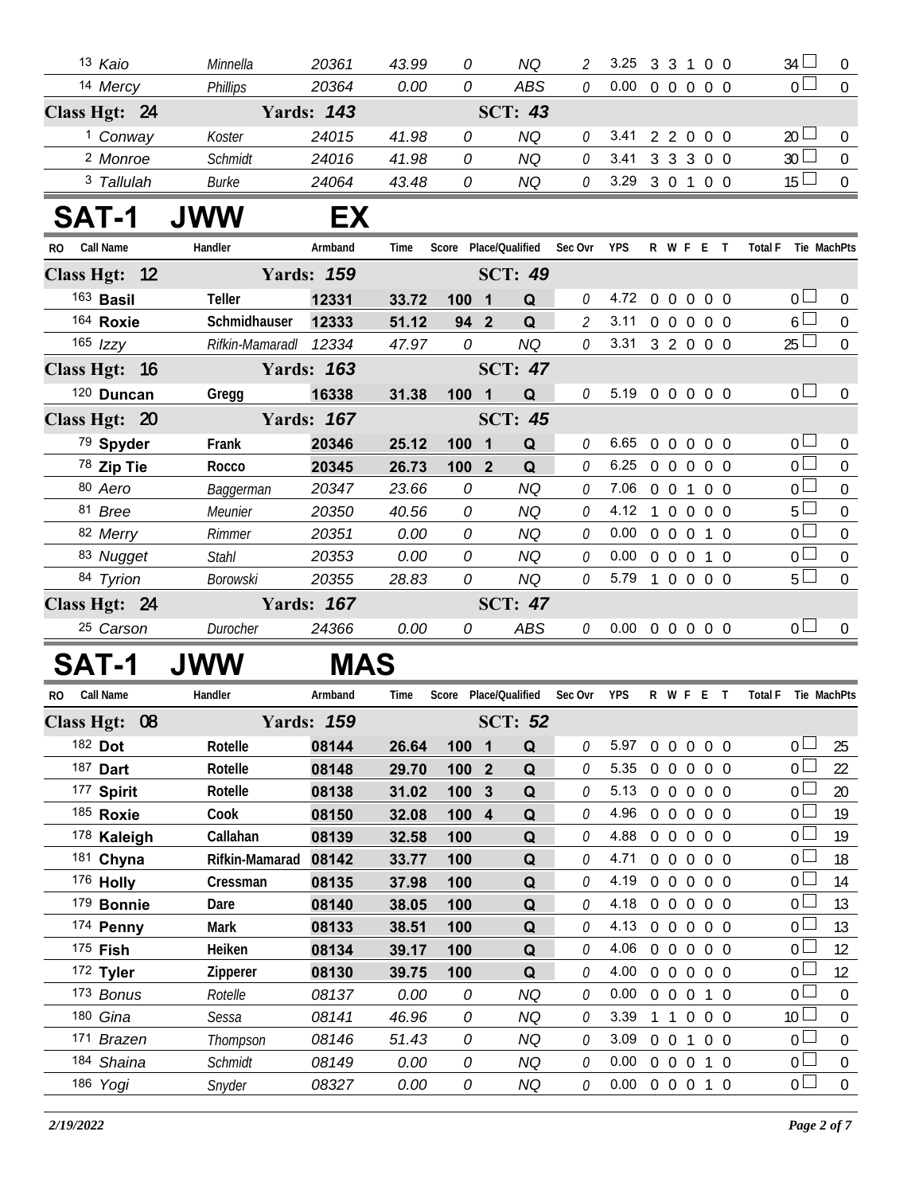| RO | Call Name | Handler | Armband | Time | Score | Place/Qualified | Sec Ovr | YPS | R | W | F | E | T | Total F | Tie | MachPts |
|---|---|---|---|---|---|---|---|---|---|---|---|---|---|---|---|---|
| 13 | *Kaio* | *Minnella* | *20361* | *43.99* | *0* | *NQ* | *2* | 3.25 | 3 | 3 | 1 | 0 | 0 | 34 | ☐ | 0 |
| 14 | *Mercy* | *Phillips* | *20364* | *0.00* | *0* | *ABS* | *0* | 0.00 | 0 | 0 | 0 | 0 | 0 | 0 | ☐ | 0 |
| **Class Hgt: 24** | | **Yards: 143** | | | | **SCT: 43** | | | | | | | | | | |
| 1 | *Conway* | *Koster* | *24015* | *41.98* | *0* | *NQ* | *0* | 3.41 | 2 | 2 | 0 | 0 | 0 | 20 | ☐ | 0 |
| 2 | *Monroe* | *Schmidt* | *24016* | *41.98* | *0* | *NQ* | *0* | 3.41 | 3 | 3 | 3 | 0 | 0 | 30 | ☐ | 0 |
| 3 | *Tallulah* | *Burke* | *24064* | *43.48* | *0* | *NQ* | *0* | 3.29 | 3 | 0 | 1 | 0 | 0 | 15 | ☐ | 0 |

# SAT-1 JWW EX

| RO | Call Name | Handler | Armband | Time | Score | Place/Qualified | Sec Ovr | YPS | R | W | F | E | T | Total F | Tie | MachPts |
|---|---|---|---|---|---|---|---|---|---|---|---|---|---|---|---|---|
| **Class Hgt: 12** | | **Yards: 159** | | | | **SCT: 49** | | | | | | | | | | |
| 163 | **Basil** | **Teller** | **12331** | **33.72** | **100** | **1 Q** | *0* | 4.72 | 0 | 0 | 0 | 0 | 0 | 0 | ☐ | 0 |
| 164 | **Roxie** | **Schmidhauser** | **12333** | **51.12** | **94** | **2 Q** | *2* | 3.11 | 0 | 0 | 0 | 0 | 0 | 6 | ☐ | 0 |
| 165 | *Izzy* | *Rifkin-Mamaradl* | *12334* | *47.97* | *0* | *NQ* | *0* | 3.31 | 3 | 2 | 0 | 0 | 0 | 25 | ☐ | 0 |
| **Class Hgt: 16** | | **Yards: 163** | | | | **SCT: 47** | | | | | | | | | | |
| 120 | **Duncan** | **Gregg** | **16338** | **31.38** | **100** | **1 Q** | *0* | 5.19 | 0 | 0 | 0 | 0 | 0 | 0 | ☐ | 0 |
| **Class Hgt: 20** | | **Yards: 167** | | | | **SCT: 45** | | | | | | | | | | |
| 79 | **Spyder** | **Frank** | **20346** | **25.12** | **100** | **1 Q** | *0* | 6.65 | 0 | 0 | 0 | 0 | 0 | 0 | ☐ | 0 |
| 78 | **Zip Tie** | **Rocco** | **20345** | **26.73** | **100** | **2 Q** | *0* | 6.25 | 0 | 0 | 0 | 0 | 0 | 0 | ☐ | 0 |
| 80 | *Aero* | *Baggerman* | *20347* | *23.66* | *0* | *NQ* | *0* | 7.06 | 0 | 0 | 1 | 0 | 0 | 0 | ☐ | 0 |
| 81 | *Bree* | *Meunier* | *20350* | *40.56* | *0* | *NQ* | *0* | 4.12 | 1 | 0 | 0 | 0 | 0 | 5 | ☐ | 0 |
| 82 | *Merry* | *Rimmer* | *20351* | *0.00* | *0* | *NQ* | *0* | 0.00 | 0 | 0 | 0 | 1 | 0 | 0 | ☐ | 0 |
| 83 | *Nugget* | *Stahl* | *20353* | *0.00* | *0* | *NQ* | *0* | 0.00 | 0 | 0 | 0 | 1 | 0 | 0 | ☐ | 0 |
| 84 | *Tyrion* | *Borowski* | *20355* | *28.83* | *0* | *NQ* | *0* | 5.79 | 1 | 0 | 0 | 0 | 0 | 5 | ☐ | 0 |
| **Class Hgt: 24** | | **Yards: 167** | | | | **SCT: 47** | | | | | | | | | | |
| 25 | *Carson* | *Durocher* | *24366* | *0.00* | *0* | *ABS* | *0* | 0.00 | 0 | 0 | 0 | 0 | 0 | 0 | ☐ | 0 |

# SAT-1 JWW MAS

| RO | Call Name | Handler | Armband | Time | Score | Place/Qualified | Sec Ovr | YPS | R | W | F | E | T | Total F | Tie | MachPts |
|---|---|---|---|---|---|---|---|---|---|---|---|---|---|---|---|---|
| **Class Hgt: 08** | | **Yards: 159** | | | | **SCT: 52** | | | | | | | | | | |
| 182 | **Dot** | **Rotelle** | **08144** | **26.64** | **100** | **1 Q** | *0* | 5.97 | 0 | 0 | 0 | 0 | 0 | 0 | ☐ | 25 |
| 187 | **Dart** | **Rotelle** | **08148** | **29.70** | **100** | **2 Q** | *0* | 5.35 | 0 | 0 | 0 | 0 | 0 | 0 | ☐ | 22 |
| 177 | **Spirit** | **Rotelle** | **08138** | **31.02** | **100** | **3 Q** | *0* | 5.13 | 0 | 0 | 0 | 0 | 0 | 0 | ☐ | 20 |
| 185 | **Roxie** | **Cook** | **08150** | **32.08** | **100** | **4 Q** | *0* | 4.96 | 0 | 0 | 0 | 0 | 0 | 0 | ☐ | 19 |
| 178 | **Kaleigh** | **Callahan** | **08139** | **32.58** | **100** | **Q** | *0* | 4.88 | 0 | 0 | 0 | 0 | 0 | 0 | ☐ | 19 |
| 181 | **Chyna** | **Rifkin-Mamarad** | **08142** | **33.77** | **100** | **Q** | *0* | 4.71 | 0 | 0 | 0 | 0 | 0 | 0 | ☐ | 18 |
| 176 | **Holly** | **Cressman** | **08135** | **37.98** | **100** | **Q** | *0* | 4.19 | 0 | 0 | 0 | 0 | 0 | 0 | ☐ | 14 |
| 179 | **Bonnie** | **Dare** | **08140** | **38.05** | **100** | **Q** | *0* | 4.18 | 0 | 0 | 0 | 0 | 0 | 0 | ☐ | 13 |
| 174 | **Penny** | **Mark** | **08133** | **38.51** | **100** | **Q** | *0* | 4.13 | 0 | 0 | 0 | 0 | 0 | 0 | ☐ | 13 |
| 175 | **Fish** | **Heiken** | **08134** | **39.17** | **100** | **Q** | *0* | 4.06 | 0 | 0 | 0 | 0 | 0 | 0 | ☐ | 12 |
| 172 | **Tyler** | **Zipperer** | **08130** | **39.75** | **100** | **Q** | *0* | 4.00 | 0 | 0 | 0 | 0 | 0 | 0 | ☐ | 12 |
| 173 | *Bonus* | *Rotelle* | *08137* | *0.00* | *0* | *NQ* | *0* | 0.00 | 0 | 0 | 0 | 1 | 0 | 0 | ☐ | 0 |
| 180 | *Gina* | *Sessa* | *08141* | *46.96* | *0* | *NQ* | *0* | 3.39 | 1 | 1 | 0 | 0 | 0 | 10 | ☐ | 0 |
| 171 | *Brazen* | *Thompson* | *08146* | *51.43* | *0* | *NQ* | *0* | 3.09 | 0 | 0 | 1 | 0 | 0 | 0 | ☐ | 0 |
| 184 | *Shaina* | *Schmidt* | *08149* | *0.00* | *0* | *NQ* | *0* | 0.00 | 0 | 0 | 0 | 1 | 0 | 0 | ☐ | 0 |
| 186 | *Yogi* | *Snyder* | *08327* | *0.00* | *0* | *NQ* | *0* | 0.00 | 0 | 0 | 0 | 1 | 0 | 0 | ☐ | 0 |

*2/19/2022*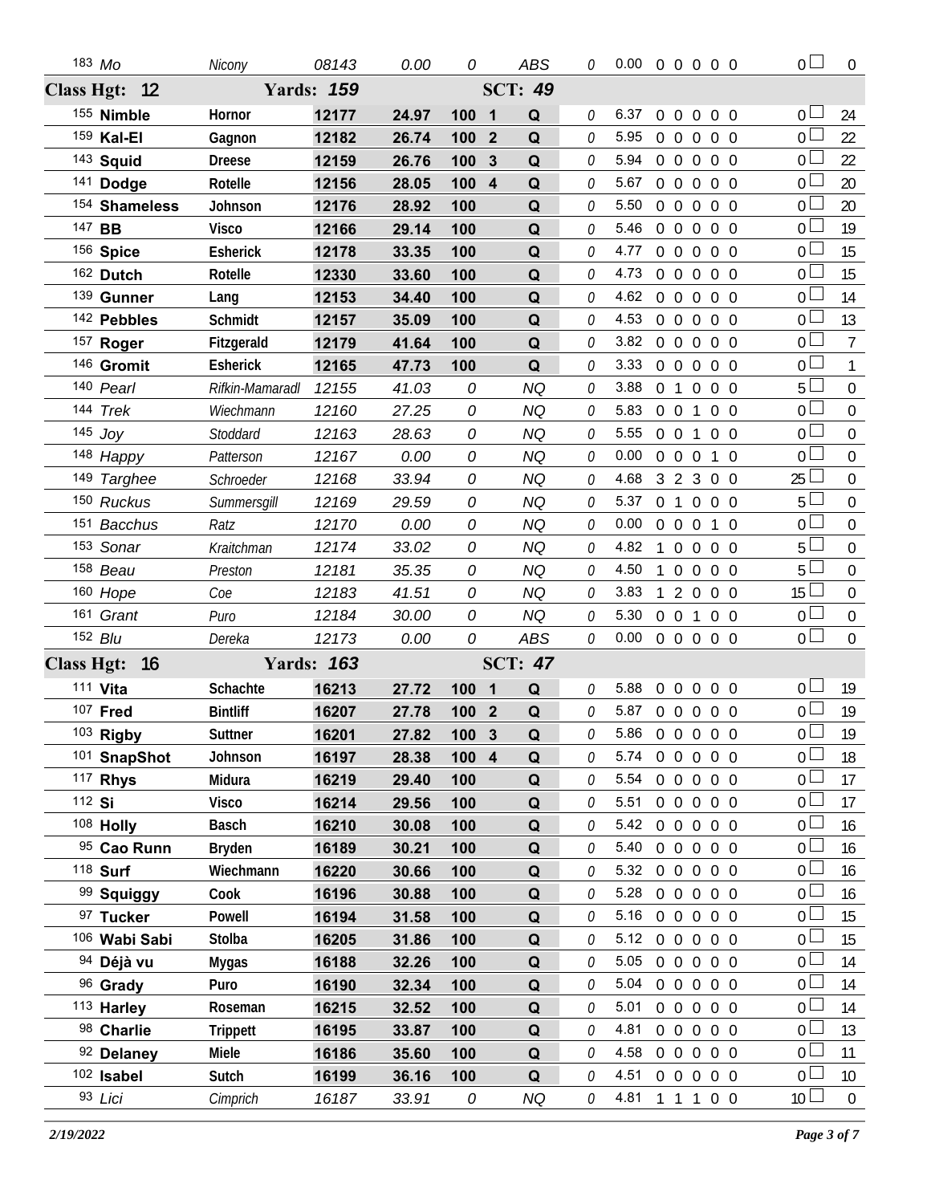| | | | | | | | | | | | |
|---|---|---|---|---|---|---|---|---|---|---|---|
| 183 *Mo* | *Nicony* | *08143* | *0.00* | *0* | | *ABS* | *0* | 0.00 | 0 0 0 0 0 | 0 | 0 |

**Class Hgt: 12 Yards: 159 SCT: 49**

| | | | | | | | | | | | |
|---|---|---|---|---|---|---|---|---|---|---|---|
| 155 **Nimble** | **Hornor** | **12177** | **24.97** | **100** | **1** | **Q** | *0* | 6.37 | 0 0 0 0 0 | 0 | 24 |
| 159 **Kal-El** | **Gagnon** | **12182** | **26.74** | **100** | **2** | **Q** | *0* | 5.95 | 0 0 0 0 0 | 0 | 22 |
| 143 **Squid** | **Dreese** | **12159** | **26.76** | **100** | **3** | **Q** | *0* | 5.94 | 0 0 0 0 0 | 0 | 22 |
| 141 **Dodge** | **Rotelle** | **12156** | **28.05** | **100** | **4** | **Q** | *0* | 5.67 | 0 0 0 0 0 | 0 | 20 |
| 154 **Shameless** | **Johnson** | **12176** | **28.92** | **100** | | **Q** | *0* | 5.50 | 0 0 0 0 0 | 0 | 20 |
| 147 **BB** | **Visco** | **12166** | **29.14** | **100** | | **Q** | *0* | 5.46 | 0 0 0 0 0 | 0 | 19 |
| 156 **Spice** | **Esherick** | **12178** | **33.35** | **100** | | **Q** | *0* | 4.77 | 0 0 0 0 0 | 0 | 15 |
| 162 **Dutch** | **Rotelle** | **12330** | **33.60** | **100** | | **Q** | *0* | 4.73 | 0 0 0 0 0 | 0 | 15 |
| 139 **Gunner** | **Lang** | **12153** | **34.40** | **100** | | **Q** | *0* | 4.62 | 0 0 0 0 0 | 0 | 14 |
| 142 **Pebbles** | **Schmidt** | **12157** | **35.09** | **100** | | **Q** | *0* | 4.53 | 0 0 0 0 0 | 0 | 13 |
| 157 **Roger** | **Fitzgerald** | **12179** | **41.64** | **100** | | **Q** | *0* | 3.82 | 0 0 0 0 0 | 0 | 7 |
| 146 **Gromit** | **Esherick** | **12165** | **47.73** | **100** | | **Q** | *0* | 3.33 | 0 0 0 0 0 | 0 | 1 |
| 140 *Pearl* | *Rifkin-Mamaradl* | *12155* | *41.03* | *0* | | *NQ* | *0* | 3.88 | 0 1 0 0 0 | 5 | 0 |
| 144 *Trek* | *Wiechmann* | *12160* | *27.25* | *0* | | *NQ* | *0* | 5.83 | 0 0 1 0 0 | 0 | 0 |
| 145 *Joy* | *Stoddard* | *12163* | *28.63* | *0* | | *NQ* | *0* | 5.55 | 0 0 1 0 0 | 0 | 0 |
| 148 *Happy* | *Patterson* | *12167* | *0.00* | *0* | | *NQ* | *0* | 0.00 | 0 0 0 1 0 | 0 | 0 |
| 149 *Targhee* | *Schroeder* | *12168* | *33.94* | *0* | | *NQ* | *0* | 4.68 | 3 2 3 0 0 | 25 | 0 |
| 150 *Ruckus* | *Summersgill* | *12169* | *29.59* | *0* | | *NQ* | *0* | 5.37 | 0 1 0 0 0 | 5 | 0 |
| 151 *Bacchus* | *Ratz* | *12170* | *0.00* | *0* | | *NQ* | *0* | 0.00 | 0 0 0 1 0 | 0 | 0 |
| 153 *Sonar* | *Kraitchman* | *12174* | *33.02* | *0* | | *NQ* | *0* | 4.82 | 1 0 0 0 0 | 5 | 0 |
| 158 *Beau* | *Preston* | *12181* | *35.35* | *0* | | *NQ* | *0* | 4.50 | 1 0 0 0 0 | 5 | 0 |
| 160 *Hope* | *Coe* | *12183* | *41.51* | *0* | | *NQ* | *0* | 3.83 | 1 2 0 0 0 | 15 | 0 |
| 161 *Grant* | *Puro* | *12184* | *30.00* | *0* | | *NQ* | *0* | 5.30 | 0 0 1 0 0 | 0 | 0 |
| 152 *Blu* | *Dereka* | *12173* | *0.00* | *0* | | *ABS* | *0* | 0.00 | 0 0 0 0 0 | 0 | 0 |

**Class Hgt: 16 Yards: 163 SCT: 47**

| | | | | | | | | | | | |
|---|---|---|---|---|---|---|---|---|---|---|---|
| 111 **Vita** | **Schachte** | **16213** | **27.72** | **100** | **1** | **Q** | *0* | 5.88 | 0 0 0 0 0 | 0 | 19 |
| 107 **Fred** | **Bintliff** | **16207** | **27.78** | **100** | **2** | **Q** | *0* | 5.87 | 0 0 0 0 0 | 0 | 19 |
| 103 **Rigby** | **Suttner** | **16201** | **27.82** | **100** | **3** | **Q** | *0* | 5.86 | 0 0 0 0 0 | 0 | 19 |
| 101 **SnapShot** | **Johnson** | **16197** | **28.38** | **100** | **4** | **Q** | *0* | 5.74 | 0 0 0 0 0 | 0 | 18 |
| 117 **Rhys** | **Midura** | **16219** | **29.40** | **100** | | **Q** | *0* | 5.54 | 0 0 0 0 0 | 0 | 17 |
| 112 **Si** | **Visco** | **16214** | **29.56** | **100** | | **Q** | *0* | 5.51 | 0 0 0 0 0 | 0 | 17 |
| 108 **Holly** | **Basch** | **16210** | **30.08** | **100** | | **Q** | *0* | 5.42 | 0 0 0 0 0 | 0 | 16 |
| 95 **Cao Runn** | **Bryden** | **16189** | **30.21** | **100** | | **Q** | *0* | 5.40 | 0 0 0 0 0 | 0 | 16 |
| 118 **Surf** | **Wiechmann** | **16220** | **30.66** | **100** | | **Q** | *0* | 5.32 | 0 0 0 0 0 | 0 | 16 |
| 99 **Squiggy** | **Cook** | **16196** | **30.88** | **100** | | **Q** | *0* | 5.28 | 0 0 0 0 0 | 0 | 16 |
| 97 **Tucker** | **Powell** | **16194** | **31.58** | **100** | | **Q** | *0* | 5.16 | 0 0 0 0 0 | 0 | 15 |
| 106 **Wabi Sabi** | **Stolba** | **16205** | **31.86** | **100** | | **Q** | *0* | 5.12 | 0 0 0 0 0 | 0 | 15 |
| 94 **Déjà vu** | **Mygas** | **16188** | **32.26** | **100** | | **Q** | *0* | 5.05 | 0 0 0 0 0 | 0 | 14 |
| 96 **Grady** | **Puro** | **16190** | **32.34** | **100** | | **Q** | *0* | 5.04 | 0 0 0 0 0 | 0 | 14 |
| 113 **Harley** | **Roseman** | **16215** | **32.52** | **100** | | **Q** | *0* | 5.01 | 0 0 0 0 0 | 0 | 14 |
| 98 **Charlie** | **Trippett** | **16195** | **33.87** | **100** | | **Q** | *0* | 4.81 | 0 0 0 0 0 | 0 | 13 |
| 92 **Delaney** | **Miele** | **16186** | **35.60** | **100** | | **Q** | *0* | 4.58 | 0 0 0 0 0 | 0 | 11 |
| 102 **Isabel** | **Sutch** | **16199** | **36.16** | **100** | | **Q** | *0* | 4.51 | 0 0 0 0 0 | 0 | 10 |
| 93 *Lici* | *Cimprich* | *16187* | *33.91* | *0* | | *NQ* | *0* | 4.81 | 1 1 1 0 0 | 10 | 0 |

*2/19/2022*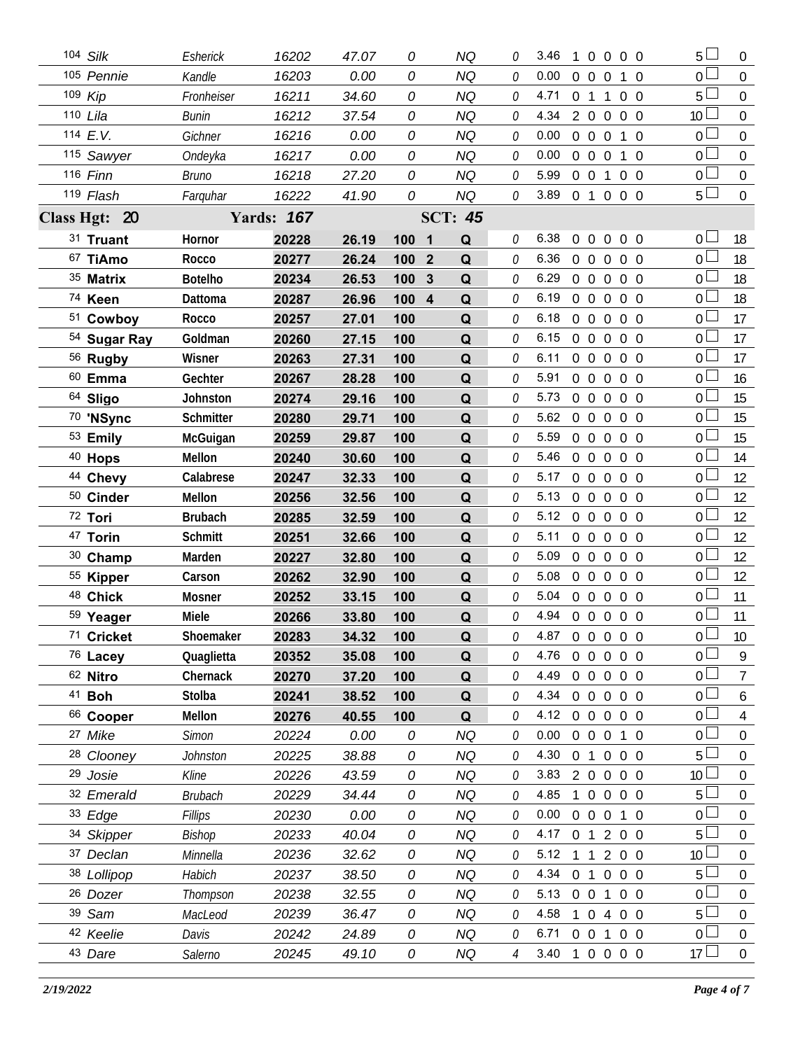| | | | | | | | | | | | | | | | |
|---|---|---|---|---|---|---|---|---|---|---|---|---|---|---|---|
| 104 *Silk* | *Esherick* | *16202* | *47.07* | *0* | | *NQ* | *0* | 3.46 | 1 | 0 | 0 | 0 | 0 | 5 | 0 |
| 105 *Pennie* | *Kandle* | *16203* | *0.00* | *0* | | *NQ* | *0* | 0.00 | 0 | 0 | 0 | 1 | 0 | 0 | 0 |
| 109 *Kip* | *Fronheiser* | *16211* | *34.60* | *0* | | *NQ* | *0* | 4.71 | 0 | 1 | 1 | 0 | 0 | 5 | 0 |
| 110 *Lila* | *Bunin* | *16212* | *37.54* | *0* | | *NQ* | *0* | 4.34 | 2 | 0 | 0 | 0 | 0 | 10 | 0 |
| 114 *E.V.* | *Gichner* | *16216* | *0.00* | *0* | | *NQ* | *0* | 0.00 | 0 | 0 | 0 | 1 | 0 | 0 | 0 |
| 115 *Sawyer* | *Ondeyka* | *16217* | *0.00* | *0* | | *NQ* | *0* | 0.00 | 0 | 0 | 0 | 1 | 0 | 0 | 0 |
| 116 *Finn* | *Bruno* | *16218* | *27.20* | *0* | | *NQ* | *0* | 5.99 | 0 | 0 | 1 | 0 | 0 | 0 | 0 |
| 119 *Flash* | *Farquhar* | *16222* | *41.90* | *0* | | *NQ* | *0* | 3.89 | 0 | 1 | 0 | 0 | 0 | 5 | 0 |
| **Class Hgt: 20** | | **Yards: 167** | | | | **SCT: 45** | | | | | | | | | |
| 31 **Truant** | **Hornor** | **20228** | **26.19** | **100** | **1** | **Q** | *0* | 6.38 | 0 | 0 | 0 | 0 | 0 | 0 | 18 |
| 67 **TiAmo** | **Rocco** | **20277** | **26.24** | **100** | **2** | **Q** | *0* | 6.36 | 0 | 0 | 0 | 0 | 0 | 0 | 18 |
| 35 **Matrix** | **Botelho** | **20234** | **26.53** | **100** | **3** | **Q** | *0* | 6.29 | 0 | 0 | 0 | 0 | 0 | 0 | 18 |
| 74 **Keen** | **Dattoma** | **20287** | **26.96** | **100** | **4** | **Q** | *0* | 6.19 | 0 | 0 | 0 | 0 | 0 | 0 | 18 |
| 51 **Cowboy** | **Rocco** | **20257** | **27.01** | **100** | | **Q** | *0* | 6.18 | 0 | 0 | 0 | 0 | 0 | 0 | 17 |
| 54 **Sugar Ray** | **Goldman** | **20260** | **27.15** | **100** | | **Q** | *0* | 6.15 | 0 | 0 | 0 | 0 | 0 | 0 | 17 |
| 56 **Rugby** | **Wisner** | **20263** | **27.31** | **100** | | **Q** | *0* | 6.11 | 0 | 0 | 0 | 0 | 0 | 0 | 17 |
| 60 **Emma** | **Gechter** | **20267** | **28.28** | **100** | | **Q** | *0* | 5.91 | 0 | 0 | 0 | 0 | 0 | 0 | 16 |
| 64 **Sligo** | **Johnston** | **20274** | **29.16** | **100** | | **Q** | *0* | 5.73 | 0 | 0 | 0 | 0 | 0 | 0 | 15 |
| 70 **'NSync** | **Schmitter** | **20280** | **29.71** | **100** | | **Q** | *0* | 5.62 | 0 | 0 | 0 | 0 | 0 | 0 | 15 |
| 53 **Emily** | **McGuigan** | **20259** | **29.87** | **100** | | **Q** | *0* | 5.59 | 0 | 0 | 0 | 0 | 0 | 0 | 15 |
| 40 **Hops** | **Mellon** | **20240** | **30.60** | **100** | | **Q** | *0* | 5.46 | 0 | 0 | 0 | 0 | 0 | 0 | 14 |
| 44 **Chevy** | **Calabrese** | **20247** | **32.33** | **100** | | **Q** | *0* | 5.17 | 0 | 0 | 0 | 0 | 0 | 0 | 12 |
| 50 **Cinder** | **Mellon** | **20256** | **32.56** | **100** | | **Q** | *0* | 5.13 | 0 | 0 | 0 | 0 | 0 | 0 | 12 |
| 72 **Tori** | **Brubach** | **20285** | **32.59** | **100** | | **Q** | *0* | 5.12 | 0 | 0 | 0 | 0 | 0 | 0 | 12 |
| 47 **Torin** | **Schmitt** | **20251** | **32.66** | **100** | | **Q** | *0* | 5.11 | 0 | 0 | 0 | 0 | 0 | 0 | 12 |
| 30 **Champ** | **Marden** | **20227** | **32.80** | **100** | | **Q** | *0* | 5.09 | 0 | 0 | 0 | 0 | 0 | 0 | 12 |
| 55 **Kipper** | **Carson** | **20262** | **32.90** | **100** | | **Q** | *0* | 5.08 | 0 | 0 | 0 | 0 | 0 | 0 | 12 |
| 48 **Chick** | **Mosner** | **20252** | **33.15** | **100** | | **Q** | *0* | 5.04 | 0 | 0 | 0 | 0 | 0 | 0 | 11 |
| 59 **Yeager** | **Miele** | **20266** | **33.80** | **100** | | **Q** | *0* | 4.94 | 0 | 0 | 0 | 0 | 0 | 0 | 11 |
| 71 **Cricket** | **Shoemaker** | **20283** | **34.32** | **100** | | **Q** | *0* | 4.87 | 0 | 0 | 0 | 0 | 0 | 0 | 10 |
| 76 **Lacey** | **Quaglietta** | **20352** | **35.08** | **100** | | **Q** | *0* | 4.76 | 0 | 0 | 0 | 0 | 0 | 0 | 9 |
| 62 **Nitro** | **Chernack** | **20270** | **37.20** | **100** | | **Q** | *0* | 4.49 | 0 | 0 | 0 | 0 | 0 | 0 | 7 |
| 41 **Boh** | **Stolba** | **20241** | **38.52** | **100** | | **Q** | *0* | 4.34 | 0 | 0 | 0 | 0 | 0 | 0 | 6 |
| 66 **Cooper** | **Mellon** | **20276** | **40.55** | **100** | | **Q** | *0* | 4.12 | 0 | 0 | 0 | 0 | 0 | 0 | 4 |
| 27 *Mike* | *Simon* | *20224* | *0.00* | *0* | | *NQ* | *0* | 0.00 | 0 | 0 | 0 | 1 | 0 | 0 | 0 |
| 28 *Clooney* | *Johnston* | *20225* | *38.88* | *0* | | *NQ* | *0* | 4.30 | 0 | 1 | 0 | 0 | 0 | 5 | 0 |
| 29 *Josie* | *Kline* | *20226* | *43.59* | *0* | | *NQ* | *0* | 3.83 | 2 | 0 | 0 | 0 | 0 | 10 | 0 |
| 32 *Emerald* | *Brubach* | *20229* | *34.44* | *0* | | *NQ* | *0* | 4.85 | 1 | 0 | 0 | 0 | 0 | 5 | 0 |
| 33 *Edge* | *Fillips* | *20230* | *0.00* | *0* | | *NQ* | *0* | 0.00 | 0 | 0 | 0 | 1 | 0 | 0 | 0 |
| 34 *Skipper* | *Bishop* | *20233* | *40.04* | *0* | | *NQ* | *0* | 4.17 | 0 | 1 | 2 | 0 | 0 | 5 | 0 |
| 37 *Declan* | *Minnella* | *20236* | *32.62* | *0* | | *NQ* | *0* | 5.12 | 1 | 1 | 2 | 0 | 0 | 10 | 0 |
| 38 *Lollipop* | *Habich* | *20237* | *38.50* | *0* | | *NQ* | *0* | 4.34 | 0 | 1 | 0 | 0 | 0 | 5 | 0 |
| 26 *Dozer* | *Thompson* | *20238* | *32.55* | *0* | | *NQ* | *0* | 5.13 | 0 | 0 | 1 | 0 | 0 | 0 | 0 |
| 39 *Sam* | *MacLeod* | *20239* | *36.47* | *0* | | *NQ* | *0* | 4.58 | 1 | 0 | 4 | 0 | 0 | 5 | 0 |
| 42 *Keelie* | *Davis* | *20242* | *24.89* | *0* | | *NQ* | *0* | 6.71 | 0 | 0 | 1 | 0 | 0 | 0 | 0 |
| 43 *Dare* | *Salerno* | *20245* | *49.10* | *0* | | *NQ* | *4* | 3.40 | 1 | 0 | 0 | 0 | 0 | 17 | 0 |

*2/19/2022*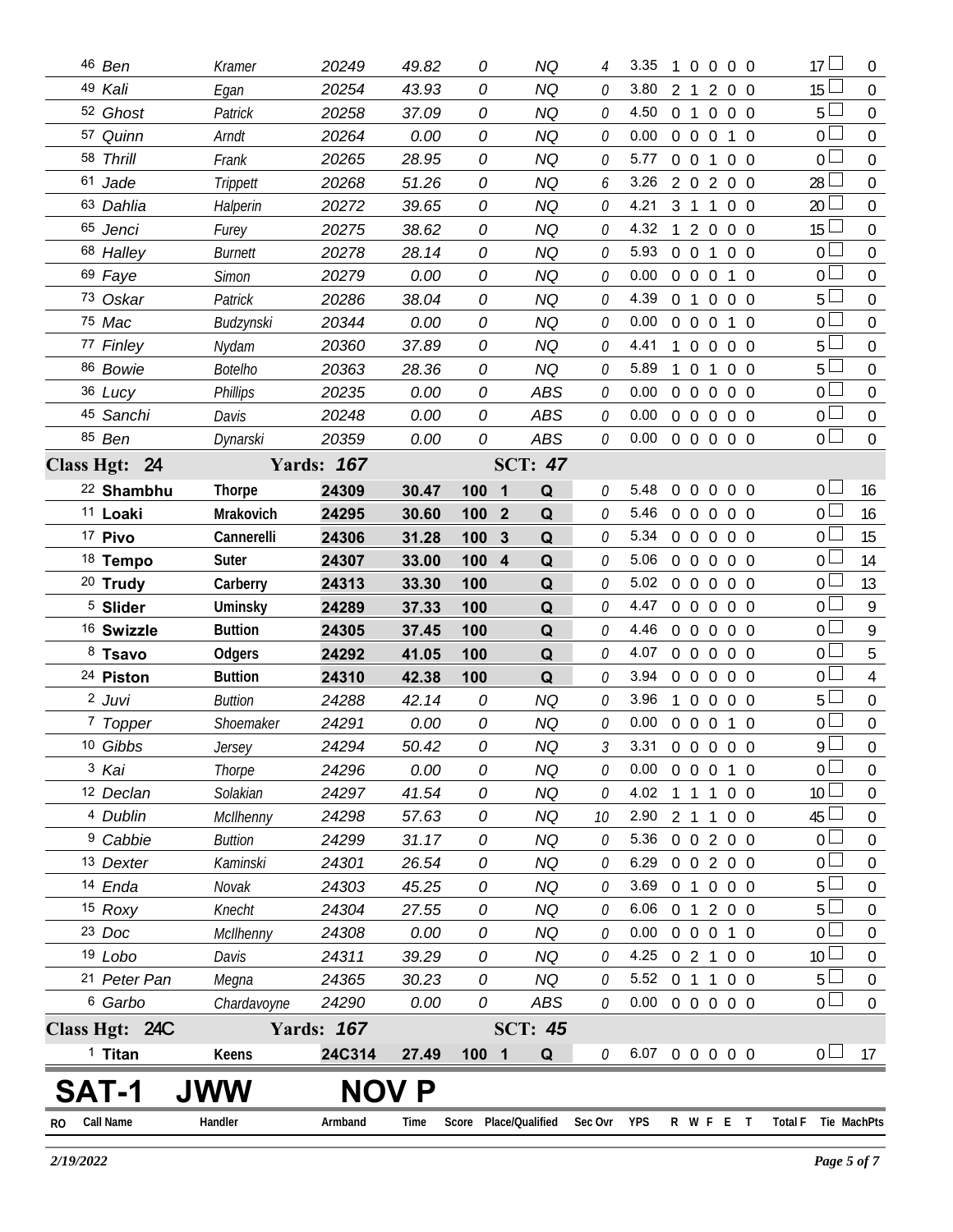| RO | Call Name | Handler | Armband | Time | Score | Place/Qualified | | Sec Ovr | YPS | R | W | F | E | T | Total F | Tie | MachPts |
|---|---|---|---|---|---|---|---|---|---|---|---|---|---|---|---|---|---|
| 46 | Ben | Kramer | 20249 | 49.82 | 0 | | NQ | 4 | 3.35 | 1 | 0 | 0 | 0 | 0 | 17 | | 0 |
| 49 | Kali | Egan | 20254 | 43.93 | 0 | | NQ | 0 | 3.80 | 2 | 1 | 2 | 0 | 0 | 15 | | 0 |
| 52 | Ghost | Patrick | 20258 | 37.09 | 0 | | NQ | 0 | 4.50 | 0 | 1 | 0 | 0 | 0 | 5 | | 0 |
| 57 | Quinn | Arndt | 20264 | 0.00 | 0 | | NQ | 0 | 0.00 | 0 | 0 | 0 | 1 | 0 | 0 | | 0 |
| 58 | Thrill | Frank | 20265 | 28.95 | 0 | | NQ | 0 | 5.77 | 0 | 0 | 1 | 0 | 0 | 0 | | 0 |
| 61 | Jade | Trippett | 20268 | 51.26 | 0 | | NQ | 6 | 3.26 | 2 | 0 | 2 | 0 | 0 | 28 | | 0 |
| 63 | Dahlia | Halperin | 20272 | 39.65 | 0 | | NQ | 0 | 4.21 | 3 | 1 | 1 | 0 | 0 | 20 | | 0 |
| 65 | Jenci | Furey | 20275 | 38.62 | 0 | | NQ | 0 | 4.32 | 1 | 2 | 0 | 0 | 0 | 15 | | 0 |
| 68 | Halley | Burnett | 20278 | 28.14 | 0 | | NQ | 0 | 5.93 | 0 | 0 | 1 | 0 | 0 | 0 | | 0 |
| 69 | Faye | Simon | 20279 | 0.00 | 0 | | NQ | 0 | 0.00 | 0 | 0 | 0 | 1 | 0 | 0 | | 0 |
| 73 | Oskar | Patrick | 20286 | 38.04 | 0 | | NQ | 0 | 4.39 | 0 | 1 | 0 | 0 | 0 | 5 | | 0 |
| 75 | Mac | Budzynski | 20344 | 0.00 | 0 | | NQ | 0 | 0.00 | 0 | 0 | 0 | 1 | 0 | 0 | | 0 |
| 77 | Finley | Nydam | 20360 | 37.89 | 0 | | NQ | 0 | 4.41 | 1 | 0 | 0 | 0 | 0 | 5 | | 0 |
| 86 | Bowie | Botelho | 20363 | 28.36 | 0 | | NQ | 0 | 5.89 | 1 | 0 | 1 | 0 | 0 | 5 | | 0 |
| 36 | Lucy | Phillips | 20235 | 0.00 | 0 | | ABS | 0 | 0.00 | 0 | 0 | 0 | 0 | 0 | 0 | | 0 |
| 45 | Sanchi | Davis | 20248 | 0.00 | 0 | | ABS | 0 | 0.00 | 0 | 0 | 0 | 0 | 0 | 0 | | 0 |
| 85 | Ben | Dynarski | 20359 | 0.00 | 0 | | ABS | 0 | 0.00 | 0 | 0 | 0 | 0 | 0 | 0 | | 0 |
| **Class Hgt: 24** | | **Yards: 167** | | | | **SCT: 47** | | | | | | | | | | | |
| 22 | **Shambhu** | **Thorpe** | **24309** | **30.47** | **100** | **1** | **Q** | 0 | 5.48 | 0 | 0 | 0 | 0 | 0 | 0 | | 16 |
| 11 | **Loaki** | **Mrakovich** | **24295** | **30.60** | **100** | **2** | **Q** | 0 | 5.46 | 0 | 0 | 0 | 0 | 0 | 0 | | 16 |
| 17 | **Pivo** | **Cannerelli** | **24306** | **31.28** | **100** | **3** | **Q** | 0 | 5.34 | 0 | 0 | 0 | 0 | 0 | 0 | | 15 |
| 18 | **Tempo** | **Suter** | **24307** | **33.00** | **100** | **4** | **Q** | 0 | 5.06 | 0 | 0 | 0 | 0 | 0 | 0 | | 14 |
| 20 | **Trudy** | **Carberry** | **24313** | **33.30** | **100** | | **Q** | 0 | 5.02 | 0 | 0 | 0 | 0 | 0 | 0 | | 13 |
| 5 | **Slider** | **Uminsky** | **24289** | **37.33** | **100** | | **Q** | 0 | 4.47 | 0 | 0 | 0 | 0 | 0 | 0 | | 9 |
| 16 | **Swizzle** | **Buttion** | **24305** | **37.45** | **100** | | **Q** | 0 | 4.46 | 0 | 0 | 0 | 0 | 0 | 0 | | 9 |
| 8 | **Tsavo** | **Odgers** | **24292** | **41.05** | **100** | | **Q** | 0 | 4.07 | 0 | 0 | 0 | 0 | 0 | 0 | | 5 |
| 24 | **Piston** | **Buttion** | **24310** | **42.38** | **100** | | **Q** | 0 | 3.94 | 0 | 0 | 0 | 0 | 0 | 0 | | 4 |
| 2 | Juvi | Buttion | 24288 | 42.14 | 0 | | NQ | 0 | 3.96 | 1 | 0 | 0 | 0 | 0 | 5 | | 0 |
| 7 | Topper | Shoemaker | 24291 | 0.00 | 0 | | NQ | 0 | 0.00 | 0 | 0 | 0 | 1 | 0 | 0 | | 0 |
| 10 | Gibbs | Jersey | 24294 | 50.42 | 0 | | NQ | 3 | 3.31 | 0 | 0 | 0 | 0 | 0 | 9 | | 0 |
| 3 | Kai | Thorpe | 24296 | 0.00 | 0 | | NQ | 0 | 0.00 | 0 | 0 | 0 | 1 | 0 | 0 | | 0 |
| 12 | Declan | Solakian | 24297 | 41.54 | 0 | | NQ | 0 | 4.02 | 1 | 1 | 1 | 0 | 0 | 10 | | 0 |
| 4 | Dublin | McIlhenny | 24298 | 57.63 | 0 | | NQ | 10 | 2.90 | 2 | 1 | 1 | 0 | 0 | 45 | | 0 |
| 9 | Cabbie | Buttion | 24299 | 31.17 | 0 | | NQ | 0 | 5.36 | 0 | 0 | 2 | 0 | 0 | 0 | | 0 |
| 13 | Dexter | Kaminski | 24301 | 26.54 | 0 | | NQ | 0 | 6.29 | 0 | 0 | 2 | 0 | 0 | 0 | | 0 |
| 14 | Enda | Novak | 24303 | 45.25 | 0 | | NQ | 0 | 3.69 | 0 | 1 | 0 | 0 | 0 | 5 | | 0 |
| 15 | Roxy | Knecht | 24304 | 27.55 | 0 | | NQ | 0 | 6.06 | 0 | 1 | 2 | 0 | 0 | 5 | | 0 |
| 23 | Doc | McIlhenny | 24308 | 0.00 | 0 | | NQ | 0 | 0.00 | 0 | 0 | 0 | 1 | 0 | 0 | | 0 |
| 19 | Lobo | Davis | 24311 | 39.29 | 0 | | NQ | 0 | 4.25 | 0 | 2 | 1 | 0 | 0 | 10 | | 0 |
| 21 | Peter Pan | Megna | 24365 | 30.23 | 0 | | NQ | 0 | 5.52 | 0 | 1 | 1 | 0 | 0 | 5 | | 0 |
| 6 | Garbo | Chardavoyne | 24290 | 0.00 | 0 | | ABS | 0 | 0.00 | 0 | 0 | 0 | 0 | 0 | 0 | | 0 |
| **Class Hgt: 24C** | | **Yards: 167** | | | | **SCT: 45** | | | | | | | | | | | |
| 1 | **Titan** | **Keens** | **24C314** | **27.49** | **100** | **1** | **Q** | 0 | 6.07 | 0 | 0 | 0 | 0 | 0 | 0 | | 17 |

# SAT-1 JWW NOV P

2/19/2022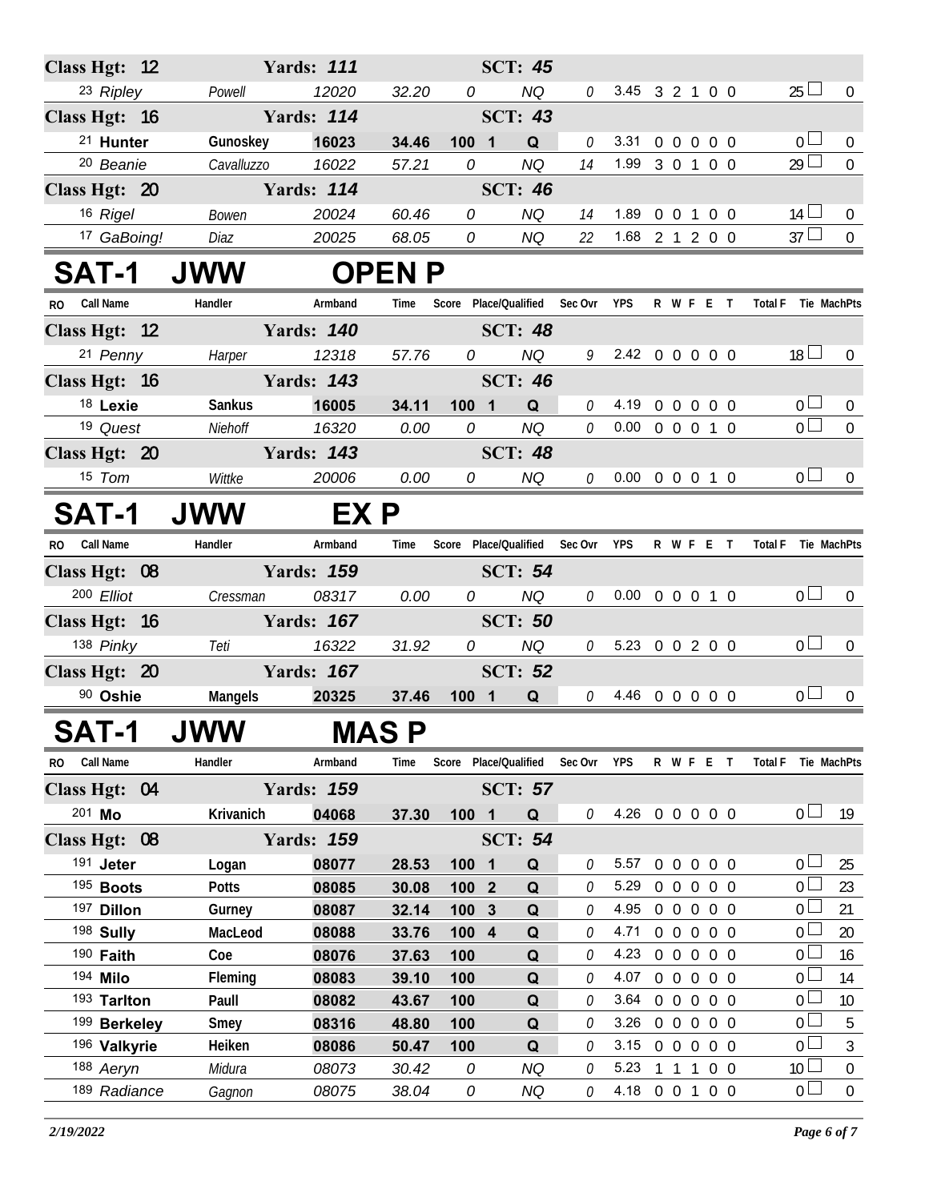| RO | Call Name | Handler | Armband | Time | Score | Place/Qualified | Sec Ovr | YPS | R W F E T | Total F | Tie | MachPts |
|---|---|---|---|---|---|---|---|---|---|---|---|---|
| **Class Hgt: 12** | | **Yards: 111** | | | | **SCT: 45** | | | | | | |
| 23 | Ripley | Powell | 12020 | 32.20 | 0 | NQ | 0 | 3.45 | 3 2 1 0 0 | 25 | | 0 |
| **Class Hgt: 16** | | **Yards: 114** | | | | **SCT: 43** | | | | | | |
| 21 | **Hunter** | **Gunoskey** | **16023** | **34.46** | **100** | **1 Q** | 0 | 3.31 | 0 0 0 0 0 | 0 | | 0 |
| 20 | Beanie | Cavalluzzo | 16022 | 57.21 | 0 | NQ | 14 | 1.99 | 3 0 1 0 0 | 29 | | 0 |
| **Class Hgt: 20** | | **Yards: 114** | | | | **SCT: 46** | | | | | | |
| 16 | Rigel | Bowen | 20024 | 60.46 | 0 | NQ | 14 | 1.89 | 0 0 1 0 0 | 14 | | 0 |
| 17 | GaBoing! | Diaz | 20025 | 68.05 | 0 | NQ | 22 | 1.68 | 2 1 2 0 0 | 37 | | 0 |

# SAT-1 JWW OPEN P

| RO | Call Name | Handler | Armband | Time | Score | Place/Qualified | Sec Ovr | YPS | R W F E T | Total F | Tie | MachPts |
|---|---|---|---|---|---|---|---|---|---|---|---|---|
| **Class Hgt: 12** | | **Yards: 140** | | | | **SCT: 48** | | | | | | |
| 21 | Penny | Harper | 12318 | 57.76 | 0 | NQ | 9 | 2.42 | 0 0 0 0 0 | 18 | | 0 |
| **Class Hgt: 16** | | **Yards: 143** | | | | **SCT: 46** | | | | | | |
| 18 | **Lexie** | **Sankus** | **16005** | **34.11** | **100** | **1 Q** | 0 | 4.19 | 0 0 0 0 0 | 0 | | 0 |
| 19 | Quest | Niehoff | 16320 | 0.00 | 0 | NQ | 0 | 0.00 | 0 0 0 1 0 | 0 | | 0 |
| **Class Hgt: 20** | | **Yards: 143** | | | | **SCT: 48** | | | | | | |
| 15 | Tom | Wittke | 20006 | 0.00 | 0 | NQ | 0 | 0.00 | 0 0 0 1 0 | 0 | | 0 |

# SAT-1 JWW EX P

| RO | Call Name | Handler | Armband | Time | Score | Place/Qualified | Sec Ovr | YPS | R W F E T | Total F | Tie | MachPts |
|---|---|---|---|---|---|---|---|---|---|---|---|---|
| **Class Hgt: 08** | | **Yards: 159** | | | | **SCT: 54** | | | | | | |
| 200 | Elliot | Cressman | 08317 | 0.00 | 0 | NQ | 0 | 0.00 | 0 0 0 1 0 | 0 | | 0 |
| **Class Hgt: 16** | | **Yards: 167** | | | | **SCT: 50** | | | | | | |
| 138 | Pinky | Teti | 16322 | 31.92 | 0 | NQ | 0 | 5.23 | 0 0 2 0 0 | 0 | | 0 |
| **Class Hgt: 20** | | **Yards: 167** | | | | **SCT: 52** | | | | | | |
| 90 | **Oshie** | **Mangels** | **20325** | **37.46** | **100** | **1 Q** | 0 | 4.46 | 0 0 0 0 0 | 0 | | 0 |

# SAT-1 JWW MAS P

| RO | Call Name | Handler | Armband | Time | Score | Place/Qualified | Sec Ovr | YPS | R W F E T | Total F | Tie | MachPts |
|---|---|---|---|---|---|---|---|---|---|---|---|---|
| **Class Hgt: 04** | | **Yards: 159** | | | | **SCT: 57** | | | | | | |
| 201 | **Mo** | **Krivanich** | **04068** | **37.30** | **100** | **1 Q** | 0 | 4.26 | 0 0 0 0 0 | 0 | | 19 |
| **Class Hgt: 08** | | **Yards: 159** | | | | **SCT: 54** | | | | | | |
| 191 | **Jeter** | **Logan** | **08077** | **28.53** | **100** | **1 Q** | 0 | 5.57 | 0 0 0 0 0 | 0 | | 25 |
| 195 | **Boots** | **Potts** | **08085** | **30.08** | **100** | **2 Q** | 0 | 5.29 | 0 0 0 0 0 | 0 | | 23 |
| 197 | **Dillon** | **Gurney** | **08087** | **32.14** | **100** | **3 Q** | 0 | 4.95 | 0 0 0 0 0 | 0 | | 21 |
| 198 | **Sully** | **MacLeod** | **08088** | **33.76** | **100** | **4 Q** | 0 | 4.71 | 0 0 0 0 0 | 0 | | 20 |
| 190 | **Faith** | **Coe** | **08076** | **37.63** | **100** | **Q** | 0 | 4.23 | 0 0 0 0 0 | 0 | | 16 |
| 194 | **Milo** | **Fleming** | **08083** | **39.10** | **100** | **Q** | 0 | 4.07 | 0 0 0 0 0 | 0 | | 14 |
| 193 | **Tarlton** | **Paull** | **08082** | **43.67** | **100** | **Q** | 0 | 3.64 | 0 0 0 0 0 | 0 | | 10 |
| 199 | **Berkeley** | **Smey** | **08316** | **48.80** | **100** | **Q** | 0 | 3.26 | 0 0 0 0 0 | 0 | | 5 |
| 196 | **Valkyrie** | **Heiken** | **08086** | **50.47** | **100** | **Q** | 0 | 3.15 | 0 0 0 0 0 | 0 | | 3 |
| 188 | Aeryn | Midura | 08073 | 30.42 | 0 | NQ | 0 | 5.23 | 1 1 1 0 0 | 10 | | 0 |
| 189 | Radiance | Gagnon | 08075 | 38.04 | 0 | NQ | 0 | 4.18 | 0 0 1 0 0 | 0 | | 0 |

*2/19/2022*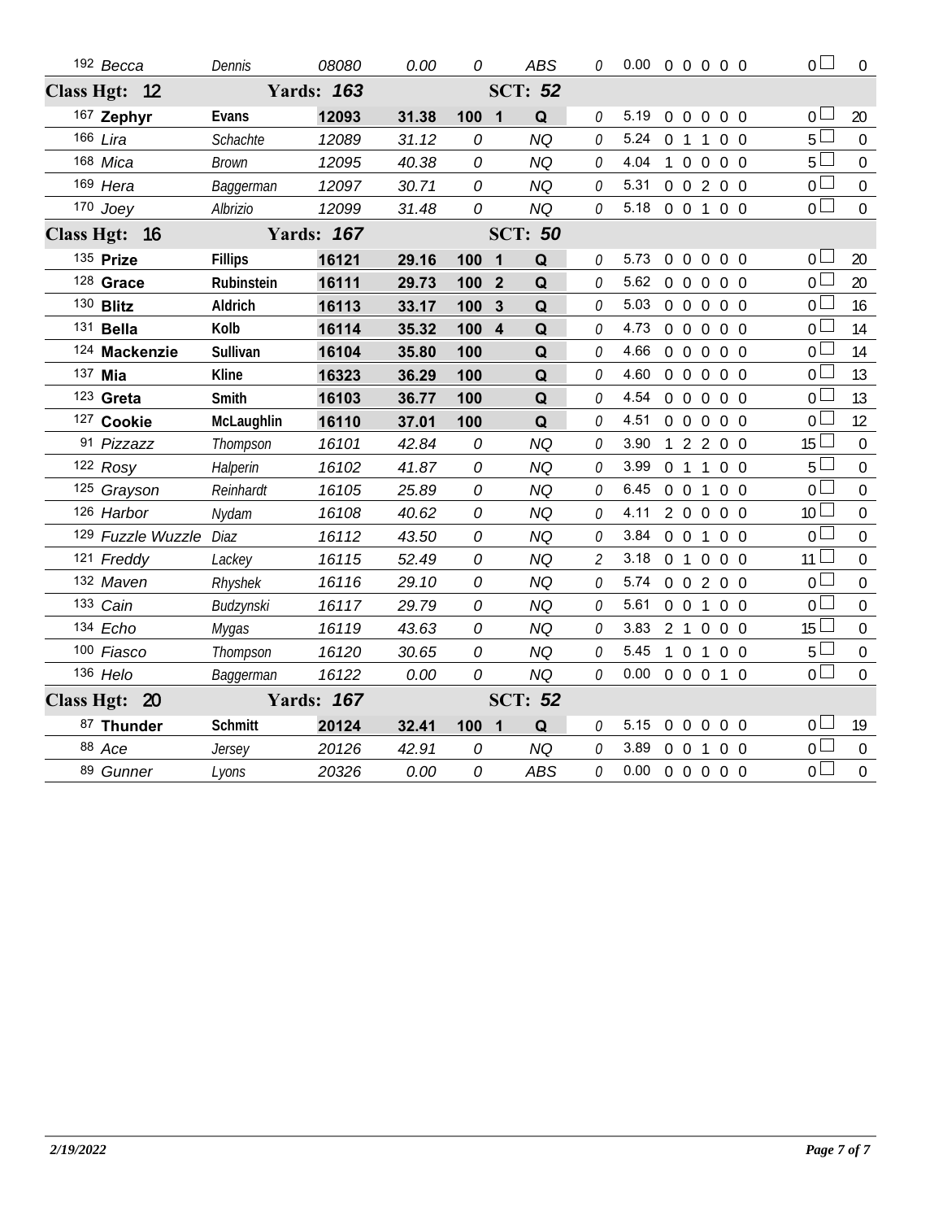| | | | | | | | | | | | | |
|---|---|---|---|---|---|---|---|---|---|---|---|---|
| 192 *Becca* | *Dennis* | *08080* | *0.00* | *0* | | *ABS* | *0* | 0.00 | 0 0 0 0 0 | 0 | ☐ | 0 |
| **Class Hgt: 12** | | **Yards: 163** | | | | **SCT: 52** | | | | | | |
| 167 **Zephyr** | **Evans** | **12093** | **31.38** | **100** | **1** | **Q** | 0 | 5.19 | 0 0 0 0 0 | 0 | ☐ | 20 |
| 166 *Lira* | *Schachte* | *12089* | *31.12* | *0* | | *NQ* | 0 | 5.24 | 0 1 1 0 0 | 5 | ☐ | 0 |
| 168 *Mica* | *Brown* | *12095* | *40.38* | *0* | | *NQ* | 0 | 4.04 | 1 0 0 0 0 | 5 | ☐ | 0 |
| 169 *Hera* | *Baggerman* | *12097* | *30.71* | *0* | | *NQ* | 0 | 5.31 | 0 0 2 0 0 | 0 | ☐ | 0 |
| 170 *Joey* | *Albrizio* | *12099* | *31.48* | *0* | | *NQ* | 0 | 5.18 | 0 0 1 0 0 | 0 | ☐ | 0 |
| **Class Hgt: 16** | | **Yards: 167** | | | | **SCT: 50** | | | | | | |
| 135 **Prize** | **Fillips** | **16121** | **29.16** | **100** | **1** | **Q** | 0 | 5.73 | 0 0 0 0 0 | 0 | ☐ | 20 |
| 128 **Grace** | **Rubinstein** | **16111** | **29.73** | **100** | **2** | **Q** | 0 | 5.62 | 0 0 0 0 0 | 0 | ☐ | 20 |
| 130 **Blitz** | **Aldrich** | **16113** | **33.17** | **100** | **3** | **Q** | 0 | 5.03 | 0 0 0 0 0 | 0 | ☐ | 16 |
| 131 **Bella** | **Kolb** | **16114** | **35.32** | **100** | **4** | **Q** | 0 | 4.73 | 0 0 0 0 0 | 0 | ☐ | 14 |
| 124 **Mackenzie** | **Sullivan** | **16104** | **35.80** | **100** | | **Q** | 0 | 4.66 | 0 0 0 0 0 | 0 | ☐ | 14 |
| 137 **Mia** | **Kline** | **16323** | **36.29** | **100** | | **Q** | 0 | 4.60 | 0 0 0 0 0 | 0 | ☐ | 13 |
| 123 **Greta** | **Smith** | **16103** | **36.77** | **100** | | **Q** | 0 | 4.54 | 0 0 0 0 0 | 0 | ☐ | 13 |
| 127 **Cookie** | **McLaughlin** | **16110** | **37.01** | **100** | | **Q** | 0 | 4.51 | 0 0 0 0 0 | 0 | ☐ | 12 |
| 91 *Pizzazz* | *Thompson* | *16101* | *42.84* | *0* | | *NQ* | 0 | 3.90 | 1 2 2 0 0 | 15 | ☐ | 0 |
| 122 *Rosy* | *Halperin* | *16102* | *41.87* | *0* | | *NQ* | 0 | 3.99 | 0 1 1 0 0 | 5 | ☐ | 0 |
| 125 *Grayson* | *Reinhardt* | *16105* | *25.89* | *0* | | *NQ* | 0 | 6.45 | 0 0 1 0 0 | 0 | ☐ | 0 |
| 126 *Harbor* | *Nydam* | *16108* | *40.62* | *0* | | *NQ* | 0 | 4.11 | 2 0 0 0 0 | 10 | ☐ | 0 |
| 129 *Fuzzle Wuzzle* | *Diaz* | *16112* | *43.50* | *0* | | *NQ* | 0 | 3.84 | 0 0 1 0 0 | 0 | ☐ | 0 |
| 121 *Freddy* | *Lackey* | *16115* | *52.49* | *0* | | *NQ* | 2 | 3.18 | 0 1 0 0 0 | 11 | ☐ | 0 |
| 132 *Maven* | *Rhyshek* | *16116* | *29.10* | *0* | | *NQ* | 0 | 5.74 | 0 0 2 0 0 | 0 | ☐ | 0 |
| 133 *Cain* | *Budzynski* | *16117* | *29.79* | *0* | | *NQ* | 0 | 5.61 | 0 0 1 0 0 | 0 | ☐ | 0 |
| 134 *Echo* | *Mygas* | *16119* | *43.63* | *0* | | *NQ* | 0 | 3.83 | 2 1 0 0 0 | 15 | ☐ | 0 |
| 100 *Fiasco* | *Thompson* | *16120* | *30.65* | *0* | | *NQ* | 0 | 5.45 | 1 0 1 0 0 | 5 | ☐ | 0 |
| 136 *Helo* | *Baggerman* | *16122* | *0.00* | *0* | | *NQ* | 0 | 0.00 | 0 0 0 1 0 | 0 | ☐ | 0 |
| **Class Hgt: 20** | | **Yards: 167** | | | | **SCT: 52** | | | | | | |
| 87 **Thunder** | **Schmitt** | **20124** | **32.41** | **100** | **1** | **Q** | 0 | 5.15 | 0 0 0 0 0 | 0 | ☐ | 19 |
| 88 *Ace* | *Jersey* | *20126* | *42.91* | *0* | | *NQ* | 0 | 3.89 | 0 0 1 0 0 | 0 | ☐ | 0 |
| 89 *Gunner* | *Lyons* | *20326* | *0.00* | *0* | | *ABS* | 0 | 0.00 | 0 0 0 0 0 | 0 | ☐ | 0 |

*2/19/2022*